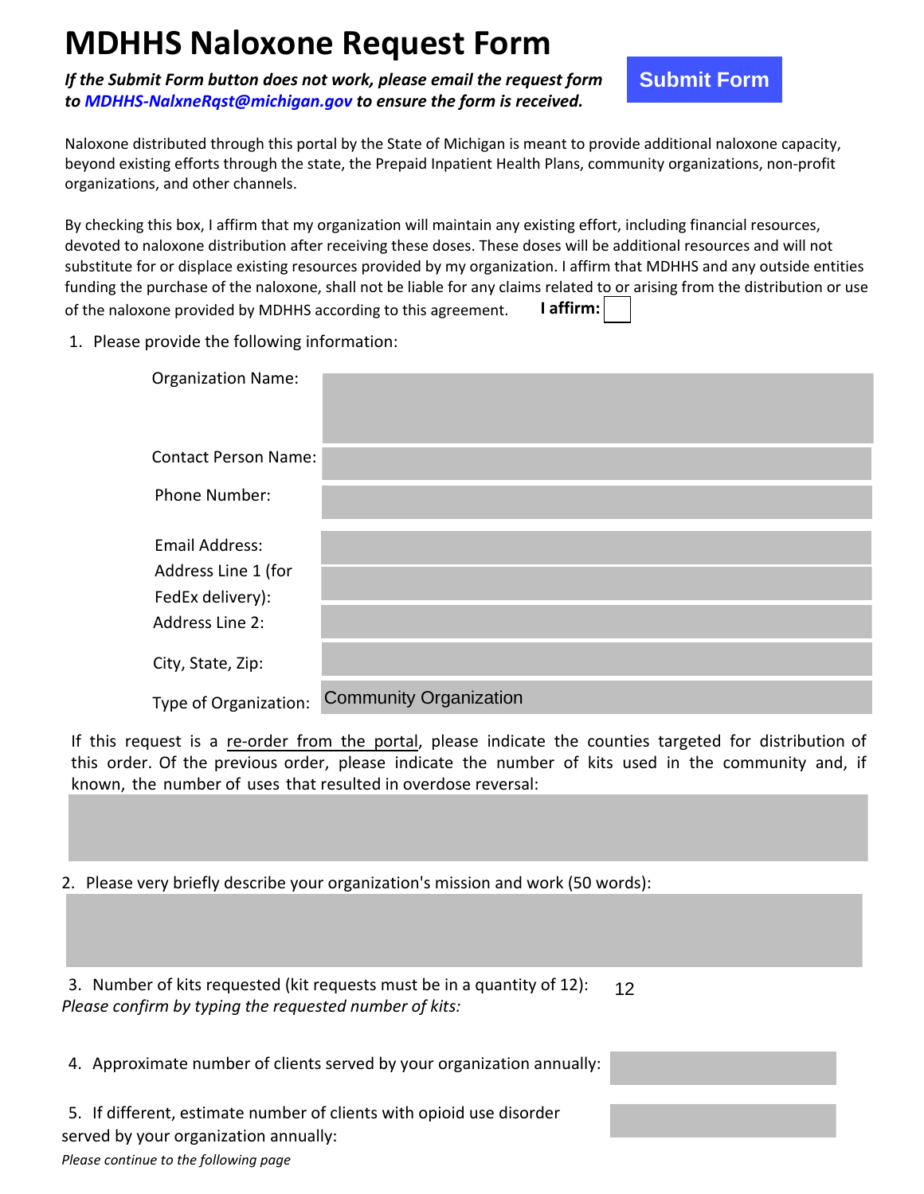# MDHHS Naloxone Request Form

***If the Submit Form button does not work, please email the request form to MDHHS-NalxneRqst@michigan.gov to ensure the form is received.***

Submit Form

Naloxone distributed through this portal by the State of Michigan is meant to provide additional naloxone capacity, beyond existing efforts through the state, the Prepaid Inpatient Health Plans, community organizations, non-profit organizations, and other channels.

By checking this box, I affirm that my organization will maintain any existing effort, including financial resources, devoted to naloxone distribution after receiving these doses. These doses will be additional resources and will not substitute for or displace existing resources provided by my organization. I affirm that MDHHS and any outside entities funding the purchase of the naloxone, shall not be liable for any claims related to or arising from the distribution or use of the naloxone provided by MDHHS according to this agreement. **I affirm:** ☐

1. Please provide the following information:

| | |
|---|---|
| Organization Name: | |
| Contact Person Name: | |
| Phone Number: | |
| Email Address: | |
| Address Line 1 (for FedEx delivery): | |
| Address Line 2: | |
| City, State, Zip: | |
| Type of Organization: | Community Organization |

If this request is a re-order from the portal, please indicate the counties targeted for distribution of this order. Of the previous order, please indicate the number of kits used in the community and, if known, the number of uses that resulted in overdose reversal:

2. Please very briefly describe your organization's mission and work (50 words):

3. Number of kits requested (kit requests must be in a quantity of 12): 12
*Please confirm by typing the requested number of kits:*

4. Approximate number of clients served by your organization annually:

5. If different, estimate number of clients with opioid use disorder served by your organization annually:

*Please continue to the following page*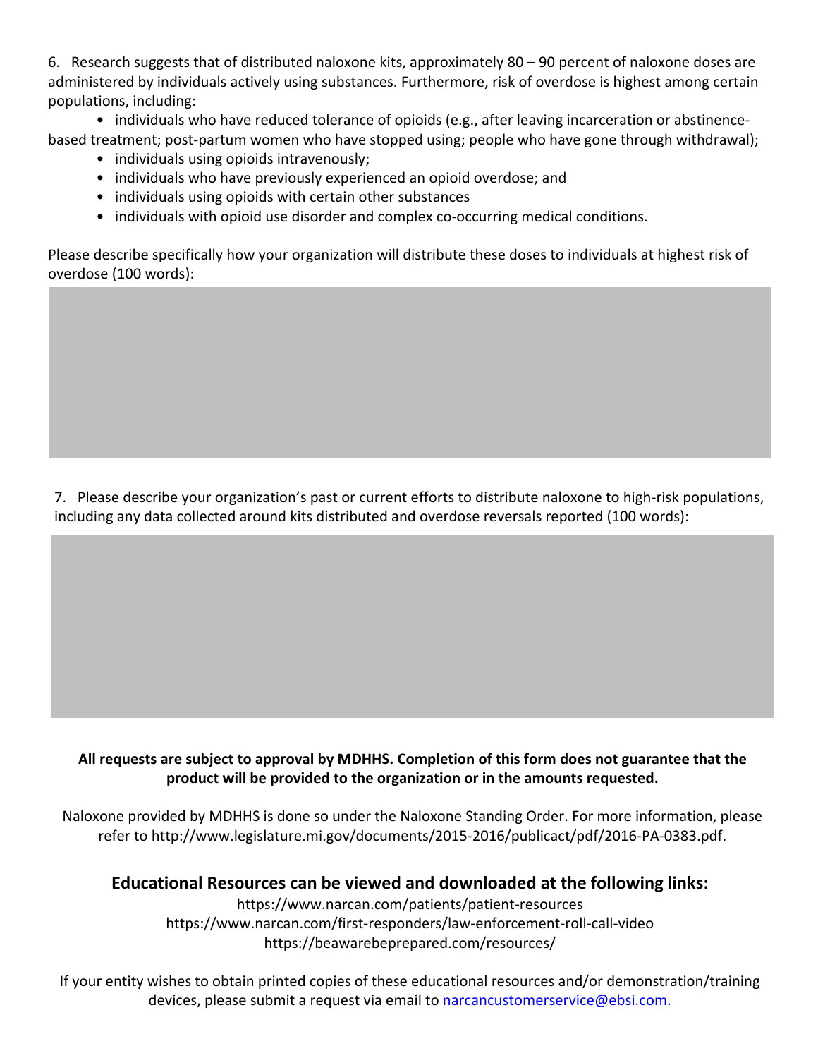6. Research suggests that of distributed naloxone kits, approximately 80 – 90 percent of naloxone doses are administered by individuals actively using substances. Furthermore, risk of overdose is highest among certain populations, including:

- individuals who have reduced tolerance of opioids (e.g., after leaving incarceration or abstinence-based treatment; post-partum women who have stopped using; people who have gone through withdrawal);
- individuals using opioids intravenously;
- individuals who have previously experienced an opioid overdose; and
- individuals using opioids with certain other substances
- individuals with opioid use disorder and complex co-occurring medical conditions.

Please describe specifically how your organization will distribute these doses to individuals at highest risk of overdose (100 words):

7. Please describe your organization's past or current efforts to distribute naloxone to high-risk populations, including any data collected around kits distributed and overdose reversals reported (100 words):

**All requests are subject to approval by MDHHS. Completion of this form does not guarantee that the product will be provided to the organization or in the amounts requested.**

Naloxone provided by MDHHS is done so under the Naloxone Standing Order. For more information, please refer to http://www.legislature.mi.gov/documents/2015-2016/publicact/pdf/2016-PA-0383.pdf.

## Educational Resources can be viewed and downloaded at the following links:

https://www.narcan.com/patients/patient-resources
https://www.narcan.com/first-responders/law-enforcement-roll-call-video
https://beawarebeprepared.com/resources/

If your entity wishes to obtain printed copies of these educational resources and/or demonstration/training devices, please submit a request via email to narcancustomerservice@ebsi.com.